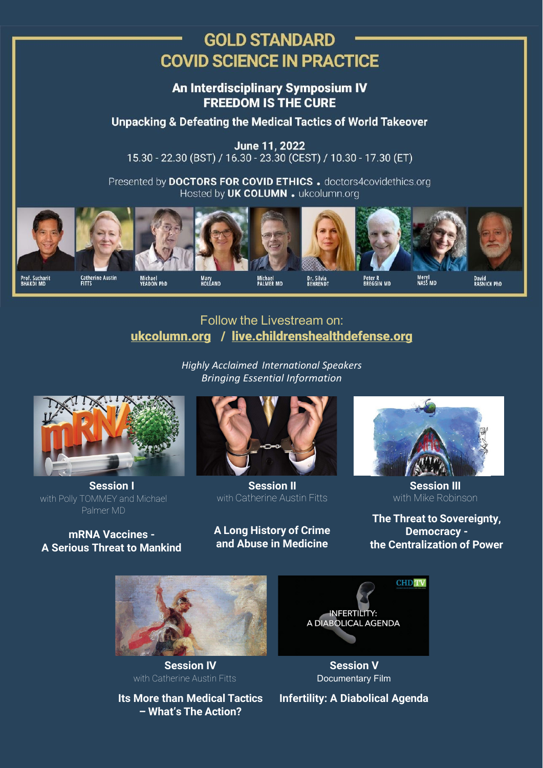# GOLD STANDARD
# COVID SCIENCE IN PRACTICE

## An Interdisciplinary Symposium IV
## FREEDOM IS THE CURE

### Unpacking & Defeating the Medical Tactics of World Takeover

**June 11, 2022**
15.30 - 22.30 (BST) / 16.30 - 23.30 (CEST) / 10.30 - 17.30 (ET)

Presented by **DOCTORS FOR COVID ETHICS** • doctors4covidethics.org
Hosted by **UK COLUMN** • ukcolumn.org

Prof. Sucharit BHAKDI MD · Catherine Austin FITTS · Michael YEADON PhD · Mary HOLLAND · Michael PALMER MD · Dr. Silvia BEHRENDT · Peter R BREGGIN MD · Meryl NASS MD · David RASNICK PhD

Follow the Livestream on:
**ukcolumn.org / live.childrenshealthdefense.org**

*Highly Acclaimed International Speakers*
*Bringing Essential Information*

**Session I**
with Polly TOMMEY and Michael Palmer MD

**mRNA Vaccines - A Serious Threat to Mankind**

**Session II**
with Catherine Austin Fitts

**A Long History of Crime and Abuse in Medicine**

**Session III**
with Mike Robinson

**The Threat to Sovereignty, Democracy - the Centralization of Power**

**Session IV**
with Catherine Austin Fitts

**Its More than Medical Tactics – What's The Action?**

**Session V**
Documentary Film

**Infertility: A Diabolical Agenda**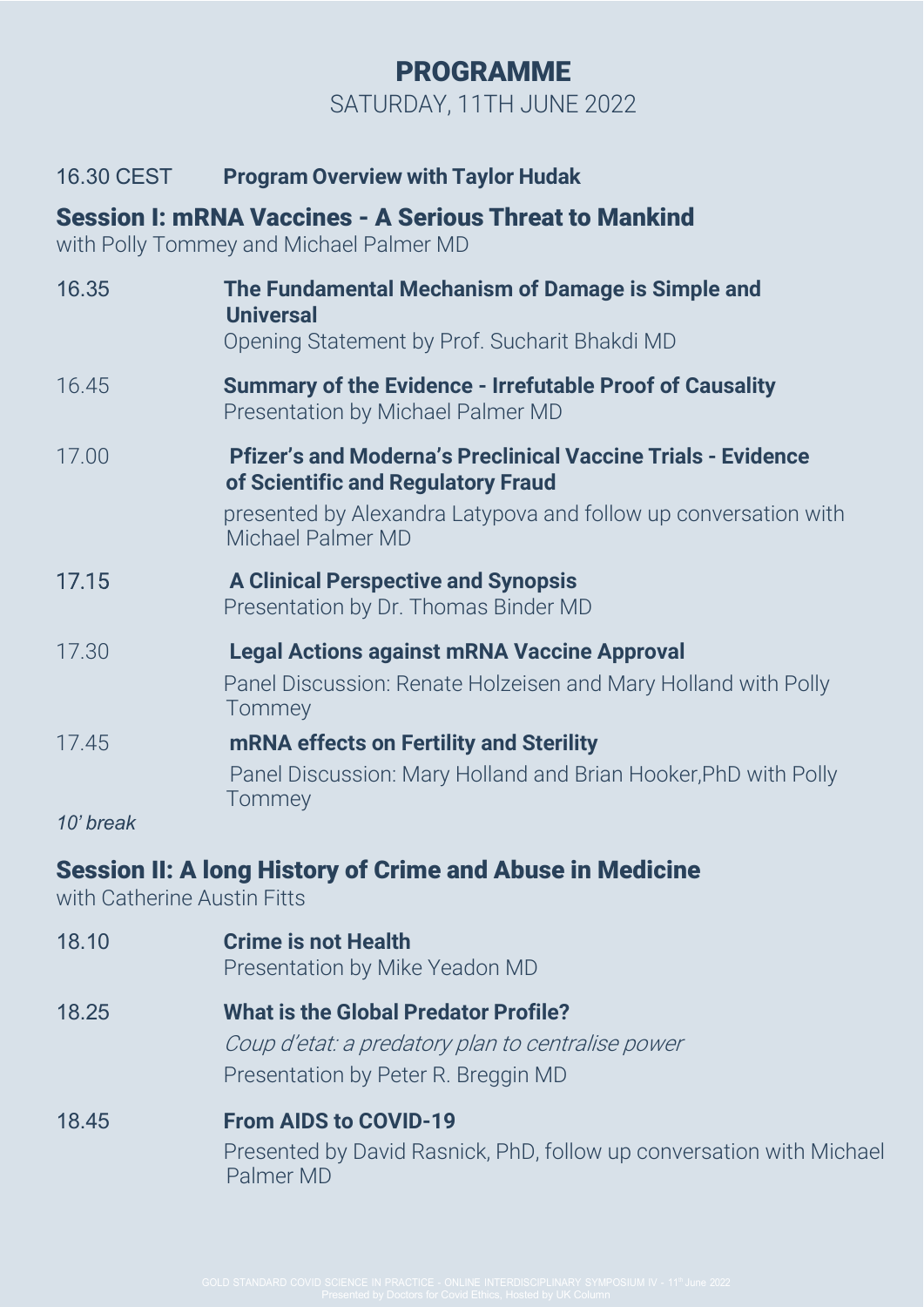# PROGRAMME

SATURDAY, 11TH JUNE 2022

16.30 CEST **Program Overview with Taylor Hudak**

## Session I: mRNA Vaccines - A Serious Threat to Mankind

with Polly Tommey and Michael Palmer MD

16.35 **The Fundamental Mechanism of Damage is Simple and Universal**
Opening Statement by Prof. Sucharit Bhakdi MD

16.45 **Summary of the Evidence - Irrefutable Proof of Causality**
Presentation by Michael Palmer MD

17.00 **Pfizer's and Moderna's Preclinical Vaccine Trials - Evidence of Scientific and Regulatory Fraud**
presented by Alexandra Latypova and follow up conversation with Michael Palmer MD

17.15 **A Clinical Perspective and Synopsis**
Presentation by Dr. Thomas Binder MD

17.30 **Legal Actions against mRNA Vaccine Approval**
Panel Discussion: Renate Holzeisen and Mary Holland with Polly Tommey

17.45 **mRNA effects on Fertility and Sterility**
Panel Discussion: Mary Holland and Brian Hooker,PhD with Polly Tommey

*10' break*

## Session II: A long History of Crime and Abuse in Medicine

with Catherine Austin Fitts

18.10 **Crime is not Health**
Presentation by Mike Yeadon MD

18.25 **What is the Global Predator Profile?**
*Coup d'etat: a predatory plan to centralise power*
Presentation by Peter R. Breggin MD

18.45 **From AIDS to COVID-19**
Presented by David Rasnick, PhD, follow up conversation with Michael Palmer MD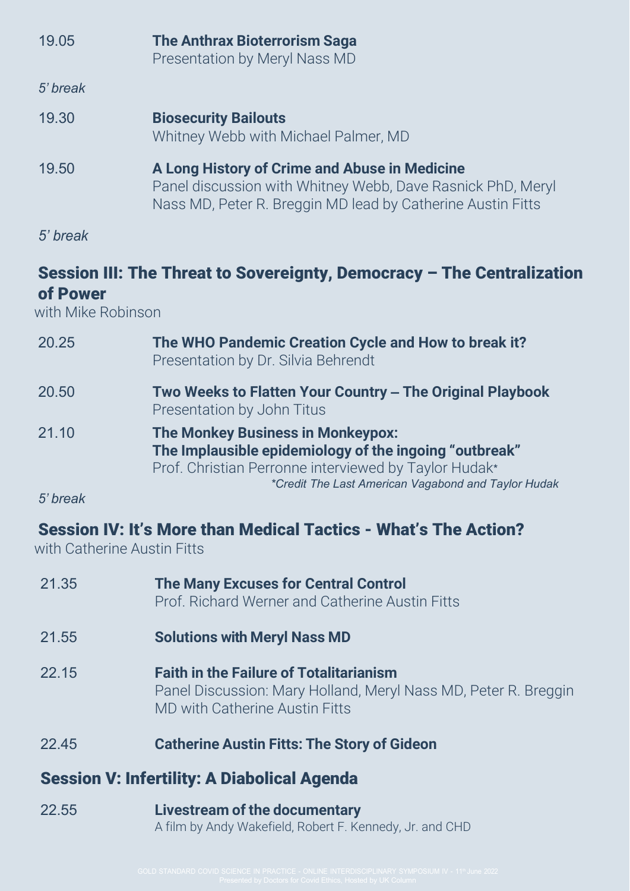19.05 **The Anthrax Bioterrorism Saga**
Presentation by Meryl Nass MD

*5' break*

19.30 **Biosecurity Bailouts**
Whitney Webb with Michael Palmer, MD

19.50 **A Long History of Crime and Abuse in Medicine**
Panel discussion with Whitney Webb, Dave Rasnick PhD, Meryl Nass MD, Peter R. Breggin MD lead by Catherine Austin Fitts

*5' break*

## Session III: The Threat to Sovereignty, Democracy – The Centralization of Power

with Mike Robinson

20.25 **The WHO Pandemic Creation Cycle and How to break it?**
Presentation by Dr. Silvia Behrendt

20.50 **Two Weeks to Flatten Your Country – The Original Playbook**
Presentation by John Titus

21.10 **The Monkey Business in Monkeypox:**
**The Implausible epidemiology of the ingoing "outbreak"**
Prof. Christian Perronne interviewed by Taylor Hudak*
*\*Credit The Last American Vagabond and Taylor Hudak*

*5' break*

## Session IV: It's More than Medical Tactics - What's The Action?

with Catherine Austin Fitts

21.35 **The Many Excuses for Central Control**
Prof. Richard Werner and Catherine Austin Fitts

21.55 **Solutions with Meryl Nass MD**

22.15 **Faith in the Failure of Totalitarianism**
Panel Discussion: Mary Holland, Meryl Nass MD, Peter R. Breggin MD with Catherine Austin Fitts

22.45 **Catherine Austin Fitts: The Story of Gideon**

## Session V: Infertility: A Diabolical Agenda

22.55 **Livestream of the documentary**
A film by Andy Wakefield, Robert F. Kennedy, Jr. and CHD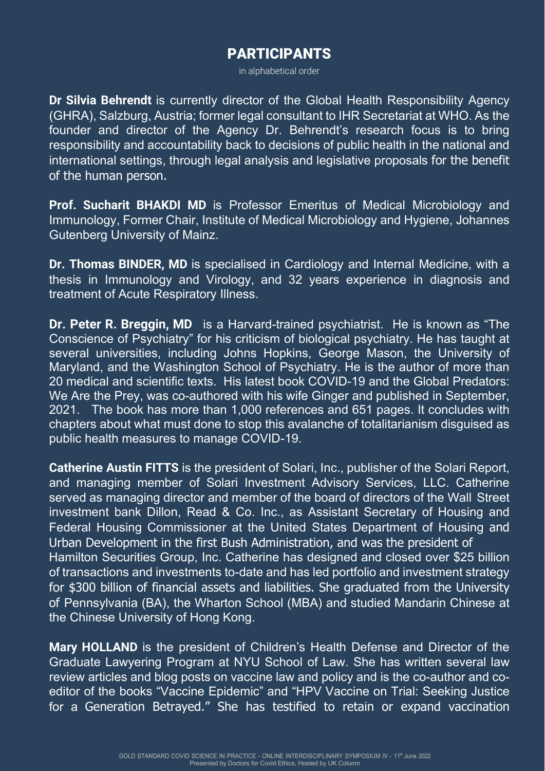# PARTICIPANTS

in alphabetical order

**Dr Silvia Behrendt** is currently director of the Global Health Responsibility Agency (GHRA), Salzburg, Austria; former legal consultant to IHR Secretariat at WHO. As the founder and director of the Agency Dr. Behrendt's research focus is to bring responsibility and accountability back to decisions of public health in the national and international settings, through legal analysis and legislative proposals for the benefit of the human person.

**Prof. Sucharit BHAKDI MD** is Professor Emeritus of Medical Microbiology and Immunology, Former Chair, Institute of Medical Microbiology and Hygiene, Johannes Gutenberg University of Mainz.

**Dr. Thomas BINDER, MD** is specialised in Cardiology and Internal Medicine, with a thesis in Immunology and Virology, and 32 years experience in diagnosis and treatment of Acute Respiratory Illness.

**Dr. Peter R. Breggin, MD** is a Harvard-trained psychiatrist. He is known as "The Conscience of Psychiatry" for his criticism of biological psychiatry. He has taught at several universities, including Johns Hopkins, George Mason, the University of Maryland, and the Washington School of Psychiatry. He is the author of more than 20 medical and scientific texts. His latest book COVID-19 and the Global Predators: We Are the Prey, was co-authored with his wife Ginger and published in September, 2021. The book has more than 1,000 references and 651 pages. It concludes with chapters about what must done to stop this avalanche of totalitarianism disguised as public health measures to manage COVID-19.

**Catherine Austin FITTS** is the president of Solari, Inc., publisher of the Solari Report, and managing member of Solari Investment Advisory Services, LLC. Catherine served as managing director and member of the board of directors of the Wall Street investment bank Dillon, Read & Co. Inc., as Assistant Secretary of Housing and Federal Housing Commissioner at the United States Department of Housing and Urban Development in the first Bush Administration, and was the president of Hamilton Securities Group, Inc. Catherine has designed and closed over $25 billion of transactions and investments to-date and has led portfolio and investment strategy for $300 billion of financial assets and liabilities. She graduated from the University of Pennsylvania (BA), the Wharton School (MBA) and studied Mandarin Chinese at the Chinese University of Hong Kong.

**Mary HOLLAND** is the president of Children's Health Defense and Director of the Graduate Lawyering Program at NYU School of Law. She has written several law review articles and blog posts on vaccine law and policy and is the co-author and co-editor of the books "Vaccine Epidemic" and "HPV Vaccine on Trial: Seeking Justice for a Generation Betrayed." She has testified to retain or expand vaccination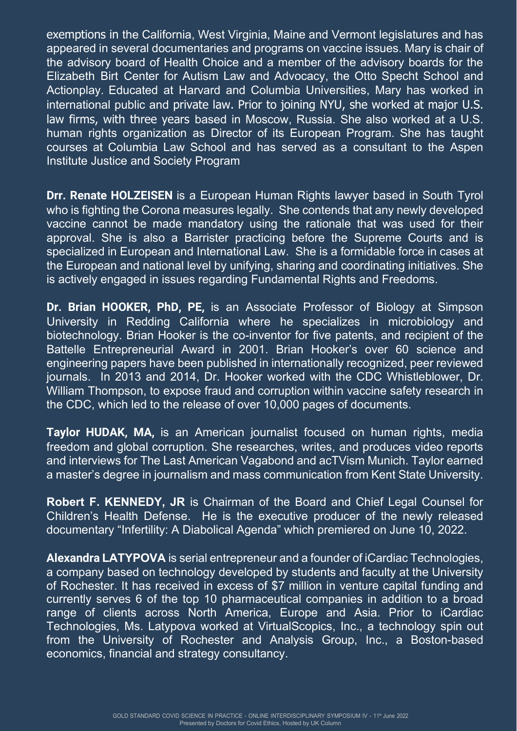exemptions in the California, West Virginia, Maine and Vermont legislatures and has appeared in several documentaries and programs on vaccine issues. Mary is chair of the advisory board of Health Choice and a member of the advisory boards for the Elizabeth Birt Center for Autism Law and Advocacy, the Otto Specht School and Actionplay. Educated at Harvard and Columbia Universities, Mary has worked in international public and private law. Prior to joining NYU, she worked at major U.S. law firms, with three years based in Moscow, Russia. She also worked at a U.S. human rights organization as Director of its European Program. She has taught courses at Columbia Law School and has served as a consultant to the Aspen Institute Justice and Society Program

**Drr. Renate HOLZEISEN** is a European Human Rights lawyer based in South Tyrol who is fighting the Corona measures legally. She contends that any newly developed vaccine cannot be made mandatory using the rationale that was used for their approval. She is also a Barrister practicing before the Supreme Courts and is specialized in European and International Law. She is a formidable force in cases at the European and national level by unifying, sharing and coordinating initiatives. She is actively engaged in issues regarding Fundamental Rights and Freedoms.

**Dr. Brian HOOKER, PhD, PE,** is an Associate Professor of Biology at Simpson University in Redding California where he specializes in microbiology and biotechnology. Brian Hooker is the co-inventor for five patents, and recipient of the Battelle Entrepreneurial Award in 2001. Brian Hooker's over 60 science and engineering papers have been published in internationally recognized, peer reviewed journals. In 2013 and 2014, Dr. Hooker worked with the CDC Whistleblower, Dr. William Thompson, to expose fraud and corruption within vaccine safety research in the CDC, which led to the release of over 10,000 pages of documents.

**Taylor HUDAK, MA,** is an American journalist focused on human rights, media freedom and global corruption. She researches, writes, and produces video reports and interviews for The Last American Vagabond and acTVism Munich. Taylor earned a master's degree in journalism and mass communication from Kent State University.

**Robert F. KENNEDY, JR** is Chairman of the Board and Chief Legal Counsel for Children's Health Defense. He is the executive producer of the newly released documentary "Infertility: A Diabolical Agenda" which premiered on June 10, 2022.

**Alexandra LATYPOVA** is serial entrepreneur and a founder of iCardiac Technologies, a company based on technology developed by students and faculty at the University of Rochester. It has received in excess of $7 million in venture capital funding and currently serves 6 of the top 10 pharmaceutical companies in addition to a broad range of clients across North America, Europe and Asia. Prior to iCardiac Technologies, Ms. Latypova worked at VirtualScopics, Inc., a technology spin out from the University of Rochester and Analysis Group, Inc., a Boston-based economics, financial and strategy consultancy.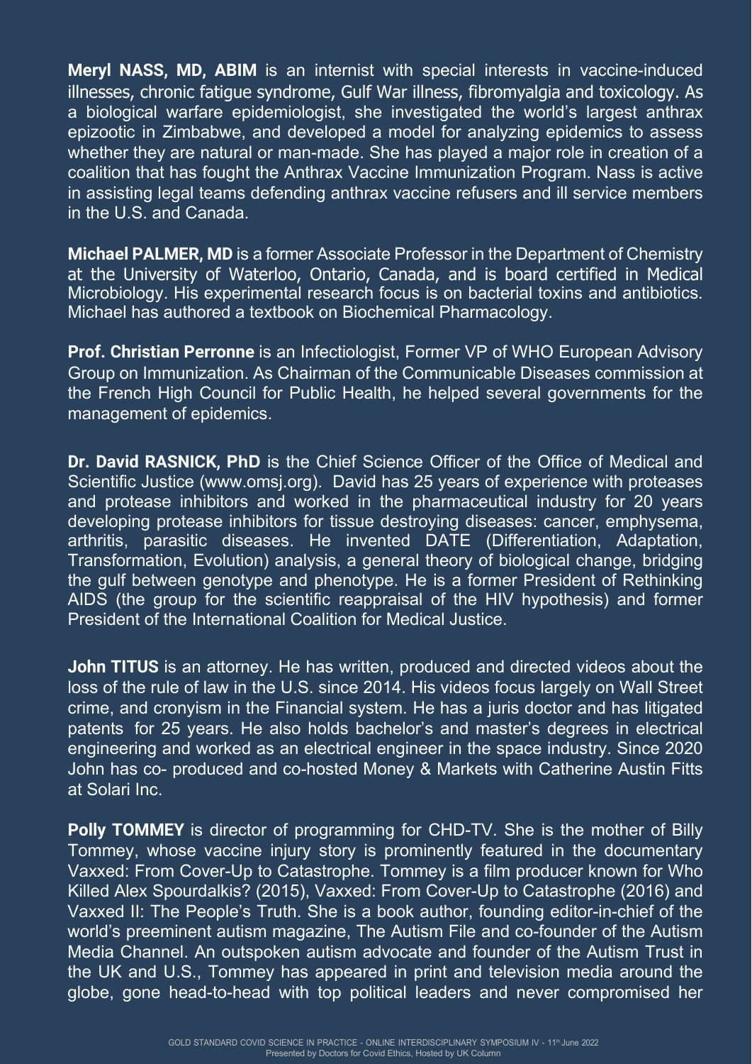**Meryl NASS, MD, ABIM** is an internist with special interests in vaccine-induced illnesses, chronic fatigue syndrome, Gulf War illness, fibromyalgia and toxicology. As a biological warfare epidemiologist, she investigated the world's largest anthrax epizootic in Zimbabwe, and developed a model for analyzing epidemics to assess whether they are natural or man-made. She has played a major role in creation of a coalition that has fought the Anthrax Vaccine Immunization Program. Nass is active in assisting legal teams defending anthrax vaccine refusers and ill service members in the U.S. and Canada.

**Michael PALMER, MD** is a former Associate Professor in the Department of Chemistry at the University of Waterloo, Ontario, Canada, and is board certified in Medical Microbiology. His experimental research focus is on bacterial toxins and antibiotics. Michael has authored a textbook on Biochemical Pharmacology.

**Prof. Christian Perronne** is an Infectiologist, Former VP of WHO European Advisory Group on Immunization. As Chairman of the Communicable Diseases commission at the French High Council for Public Health, he helped several governments for the management of epidemics.

**Dr. David RASNICK, PhD** is the Chief Science Officer of the Office of Medical and Scientific Justice (www.omsj.org). David has 25 years of experience with proteases and protease inhibitors and worked in the pharmaceutical industry for 20 years developing protease inhibitors for tissue destroying diseases: cancer, emphysema, arthritis, parasitic diseases. He invented DATE (Differentiation, Adaptation, Transformation, Evolution) analysis, a general theory of biological change, bridging the gulf between genotype and phenotype. He is a former President of Rethinking AIDS (the group for the scientific reappraisal of the HIV hypothesis) and former President of the International Coalition for Medical Justice.

**John TITUS** is an attorney. He has written, produced and directed videos about the loss of the rule of law in the U.S. since 2014. His videos focus largely on Wall Street crime, and cronyism in the Financial system. He has a juris doctor and has litigated patents for 25 years. He also holds bachelor's and master's degrees in electrical engineering and worked as an electrical engineer in the space industry. Since 2020 John has co- produced and co-hosted Money & Markets with Catherine Austin Fitts at Solari Inc.

**Polly TOMMEY** is director of programming for CHD-TV. She is the mother of Billy Tommey, whose vaccine injury story is prominently featured in the documentary Vaxxed: From Cover-Up to Catastrophe. Tommey is a film producer known for Who Killed Alex Spourdalkis? (2015), Vaxxed: From Cover-Up to Catastrophe (2016) and Vaxxed II: The People's Truth. She is a book author, founding editor-in-chief of the world's preeminent autism magazine, The Autism File and co-founder of the Autism Media Channel. An outspoken autism advocate and founder of the Autism Trust in the UK and U.S., Tommey has appeared in print and television media around the globe, gone head-to-head with top political leaders and never compromised her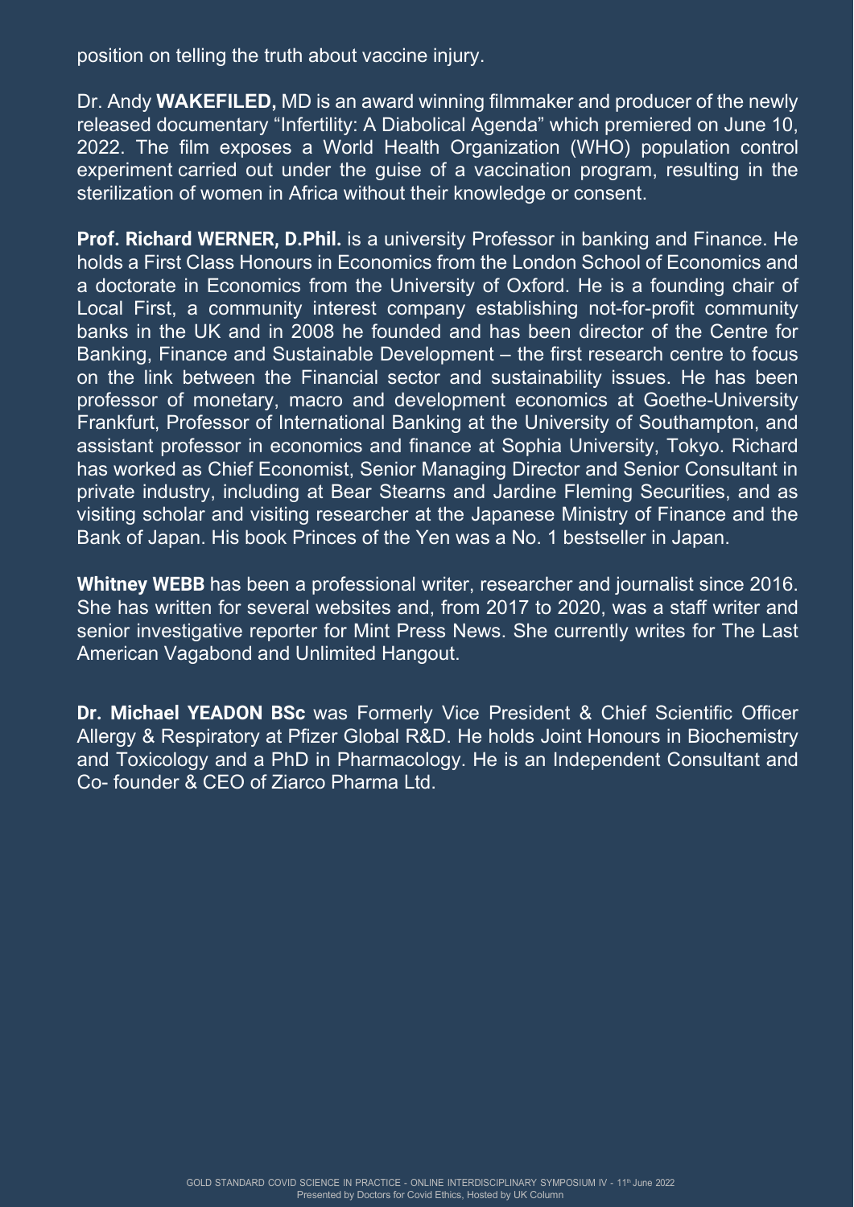position on telling the truth about vaccine injury.

Dr. Andy **WAKEFILED,** MD is an award winning filmmaker and producer of the newly released documentary "Infertility: A Diabolical Agenda" which premiered on June 10, 2022. The film exposes a World Health Organization (WHO) population control experiment carried out under the guise of a vaccination program, resulting in the sterilization of women in Africa without their knowledge or consent.

**Prof. Richard WERNER, D.Phil.** is a university Professor in banking and Finance. He holds a First Class Honours in Economics from the London School of Economics and a doctorate in Economics from the University of Oxford. He is a founding chair of Local First, a community interest company establishing not-for-profit community banks in the UK and in 2008 he founded and has been director of the Centre for Banking, Finance and Sustainable Development – the first research centre to focus on the link between the Financial sector and sustainability issues. He has been professor of monetary, macro and development economics at Goethe-University Frankfurt, Professor of International Banking at the University of Southampton, and assistant professor in economics and finance at Sophia University, Tokyo. Richard has worked as Chief Economist, Senior Managing Director and Senior Consultant in private industry, including at Bear Stearns and Jardine Fleming Securities, and as visiting scholar and visiting researcher at the Japanese Ministry of Finance and the Bank of Japan. His book Princes of the Yen was a No. 1 bestseller in Japan.

**Whitney WEBB** has been a professional writer, researcher and journalist since 2016. She has written for several websites and, from 2017 to 2020, was a staff writer and senior investigative reporter for Mint Press News. She currently writes for The Last American Vagabond and Unlimited Hangout.

**Dr. Michael YEADON BSc** was Formerly Vice President & Chief Scientific Officer Allergy & Respiratory at Pfizer Global R&D. He holds Joint Honours in Biochemistry and Toxicology and a PhD in Pharmacology. He is an Independent Consultant and Co- founder & CEO of Ziarco Pharma Ltd.